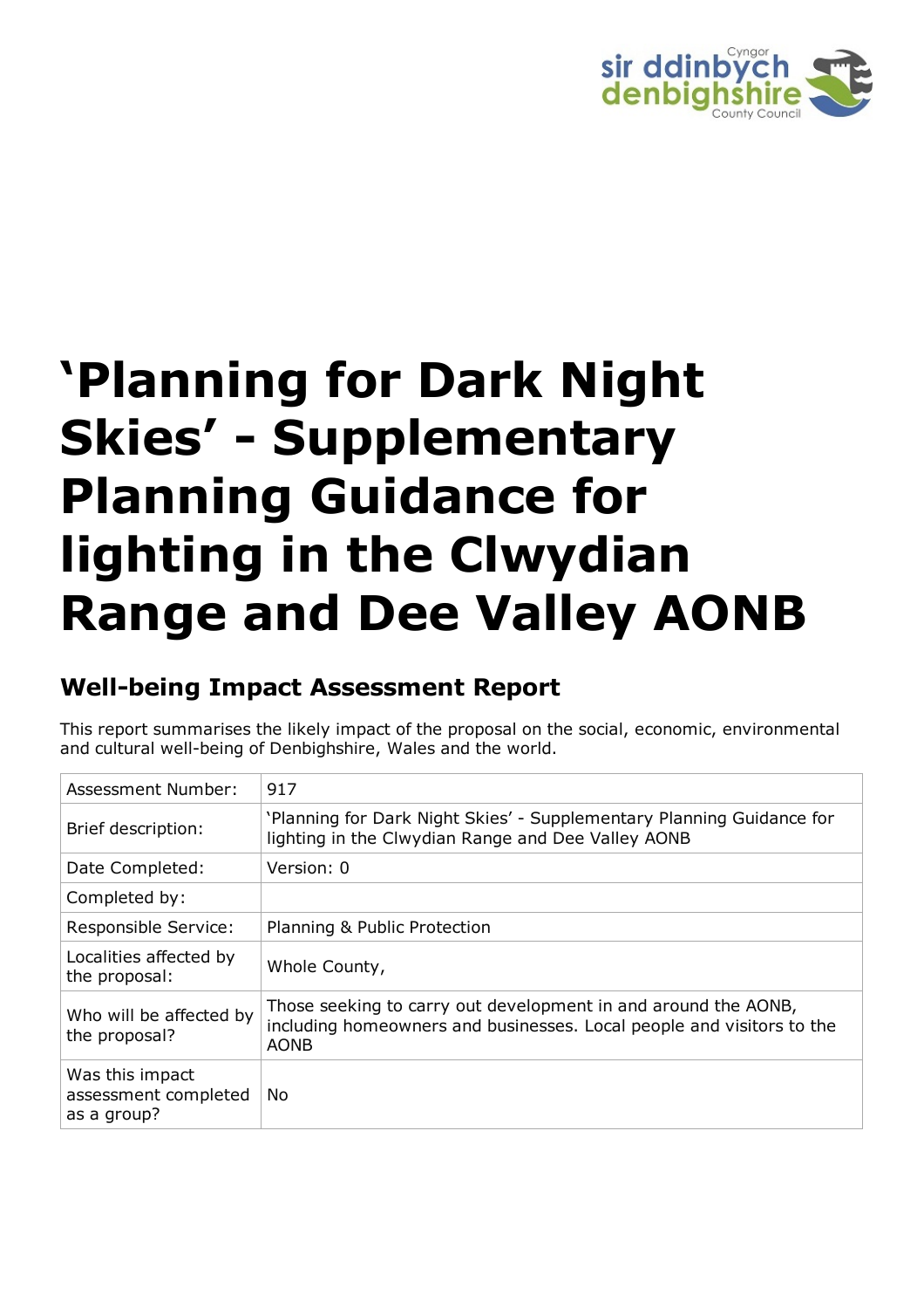# 'Planning for Dark Night Skies' - Supplementary Planning Guidance for lighting in the Clwydian Range and Dee Valley AONB

## Well-being Impact Assessment Report

This report summarises the likely impact of the proposal on the social, economic, environmental and cultural well-being of Denbighshire, Wales and the world.

| | |
|---|---|
| Assessment Number: | 917 |
| Brief description: | 'Planning for Dark Night Skies' - Supplementary Planning Guidance for lighting in the Clwydian Range and Dee Valley AONB |
| Date Completed: | Version: 0 |
| Completed by: | |
| Responsible Service: | Planning & Public Protection |
| Localities affected by the proposal: | Whole County, |
| Who will be affected by the proposal? | Those seeking to carry out development in and around the AONB, including homeowners and businesses. Local people and visitors to the AONB |
| Was this impact assessment completed as a group? | No |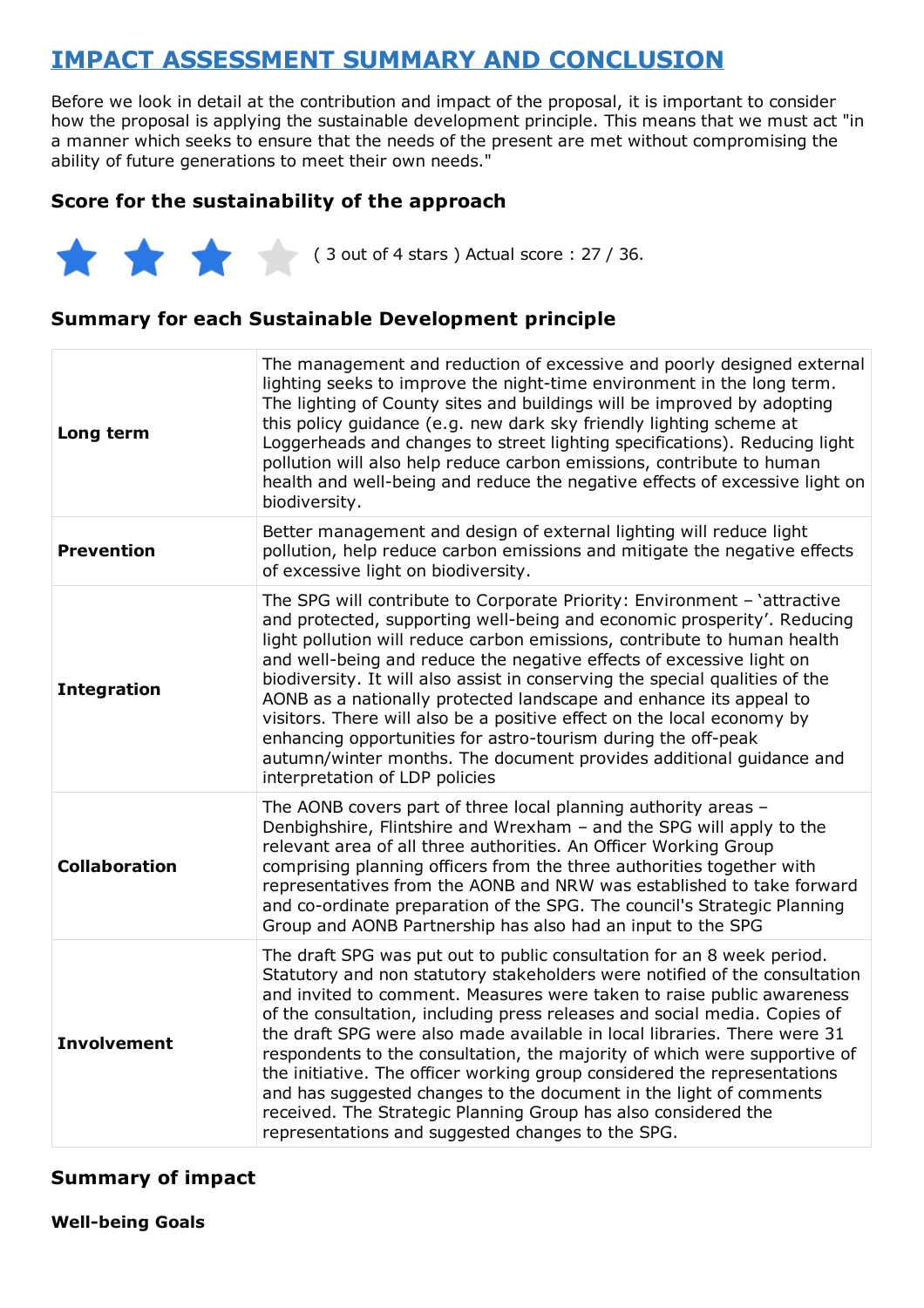# IMPACT ASSESSMENT SUMMARY AND CONCLUSION

Before we look in detail at the contribution and impact of the proposal, it is important to consider how the proposal is applying the sustainable development principle. This means that we must act "in a manner which seeks to ensure that the needs of the present are met without compromising the ability of future generations to meet their own needs."

### Score for the sustainability of the approach

★★★☆ ( 3 out of 4 stars ) Actual score : 27 / 36.

### Summary for each Sustainable Development principle

| | |
|---|---|
| **Long term** | The management and reduction of excessive and poorly designed external lighting seeks to improve the night-time environment in the long term. The lighting of County sites and buildings will be improved by adopting this policy guidance (e.g. new dark sky friendly lighting scheme at Loggerheads and changes to street lighting specifications). Reducing light pollution will also help reduce carbon emissions, contribute to human health and well-being and reduce the negative effects of excessive light on biodiversity. |
| **Prevention** | Better management and design of external lighting will reduce light pollution, help reduce carbon emissions and mitigate the negative effects of excessive light on biodiversity. |
| **Integration** | The SPG will contribute to Corporate Priority: Environment – 'attractive and protected, supporting well-being and economic prosperity'. Reducing light pollution will reduce carbon emissions, contribute to human health and well-being and reduce the negative effects of excessive light on biodiversity. It will also assist in conserving the special qualities of the AONB as a nationally protected landscape and enhance its appeal to visitors. There will also be a positive effect on the local economy by enhancing opportunities for astro-tourism during the off-peak autumn/winter months. The document provides additional guidance and interpretation of LDP policies |
| **Collaboration** | The AONB covers part of three local planning authority areas – Denbighshire, Flintshire and Wrexham – and the SPG will apply to the relevant area of all three authorities. An Officer Working Group comprising planning officers from the three authorities together with representatives from the AONB and NRW was established to take forward and co-ordinate preparation of the SPG. The council's Strategic Planning Group and AONB Partnership has also had an input to the SPG |
| **Involvement** | The draft SPG was put out to public consultation for an 8 week period. Statutory and non statutory stakeholders were notified of the consultation and invited to comment. Measures were taken to raise public awareness of the consultation, including press releases and social media. Copies of the draft SPG were also made available in local libraries. There were 31 respondents to the consultation, the majority of which were supportive of the initiative. The officer working group considered the representations and has suggested changes to the document in the light of comments received. The Strategic Planning Group has also considered the representations and suggested changes to the SPG. |

### Summary of impact

**Well-being Goals**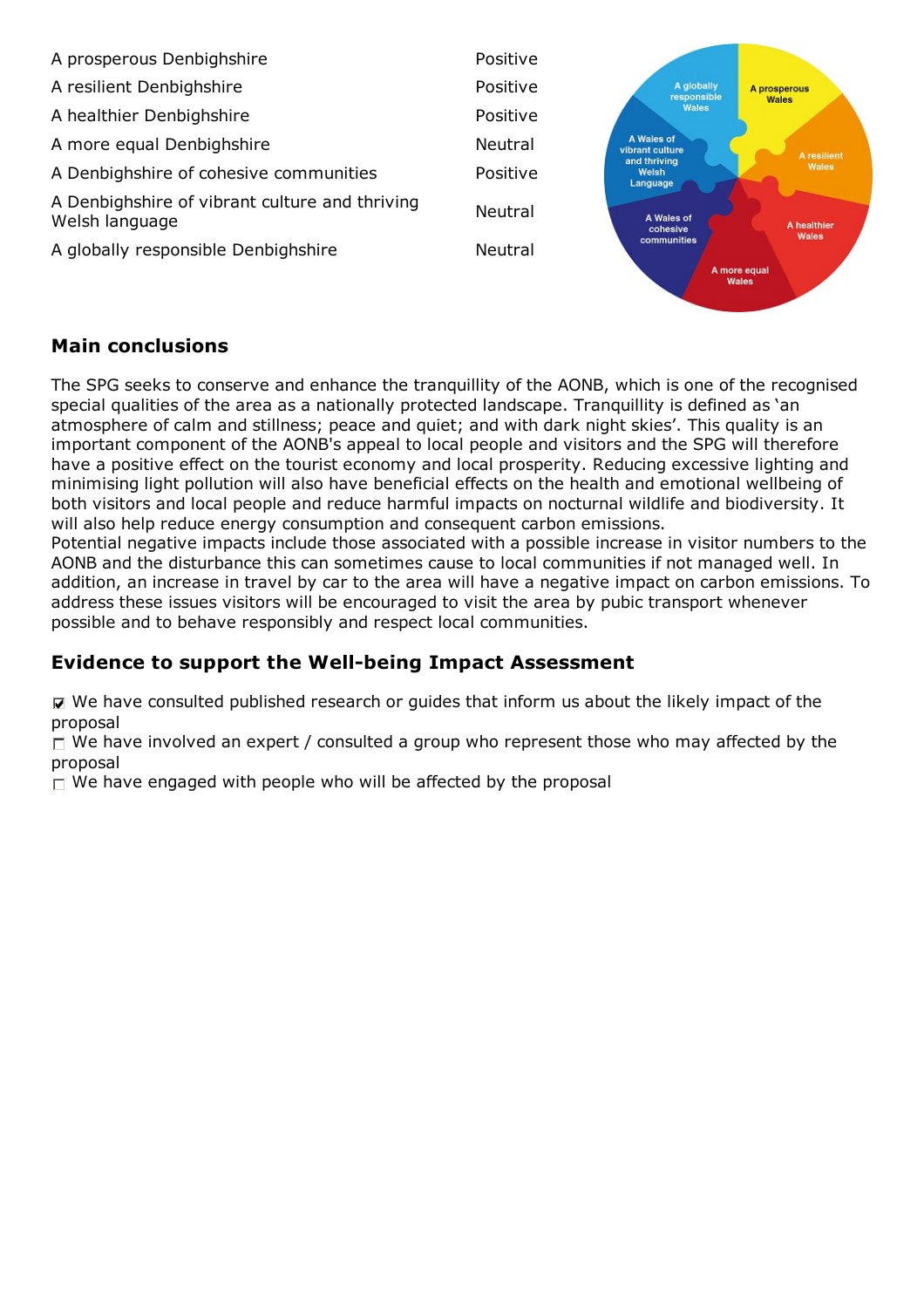| | |
|---|---|
| A prosperous Denbighshire | Positive |
| A resilient Denbighshire | Positive |
| A healthier Denbighshire | Positive |
| A more equal Denbighshire | Neutral |
| A Denbighshire of cohesive communities | Positive |
| A Denbighshire of vibrant culture and thriving Welsh language | Neutral |
| A globally responsible Denbighshire | Neutral |

## Main conclusions

The SPG seeks to conserve and enhance the tranquillity of the AONB, which is one of the recognised special qualities of the area as a nationally protected landscape. Tranquillity is defined as 'an atmosphere of calm and stillness; peace and quiet; and with dark night skies'. This quality is an important component of the AONB's appeal to local people and visitors and the SPG will therefore have a positive effect on the tourist economy and local prosperity. Reducing excessive lighting and minimising light pollution will also have beneficial effects on the health and emotional wellbeing of both visitors and local people and reduce harmful impacts on nocturnal wildlife and biodiversity. It will also help reduce energy consumption and consequent carbon emissions.
Potential negative impacts include those associated with a possible increase in visitor numbers to the AONB and the disturbance this can sometimes cause to local communities if not managed well. In addition, an increase in travel by car to the area will have a negative impact on carbon emissions. To address these issues visitors will be encouraged to visit the area by pubic transport whenever possible and to behave responsibly and respect local communities.

## Evidence to support the Well-being Impact Assessment

- ☑ We have consulted published research or guides that inform us about the likely impact of the proposal
- ☐ We have involved an expert / consulted a group who represent those who may affected by the proposal
- ☐ We have engaged with people who will be affected by the proposal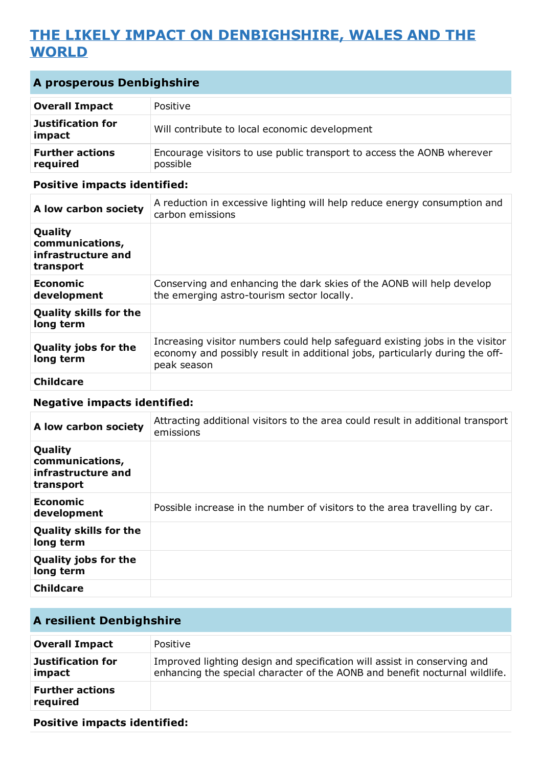## THE LIKELY IMPACT ON DENBIGHSHIRE, WALES AND THE WORLD

### A prosperous Denbighshire

| | |
|---|---|
| **Overall Impact** | Positive |
| **Justification for impact** | Will contribute to local economic development |
| **Further actions required** | Encourage visitors to use public transport to access the AONB wherever possible |

**Positive impacts identified:**

| | |
|---|---|
| **A low carbon society** | A reduction in excessive lighting will help reduce energy consumption and carbon emissions |
| **Quality communications, infrastructure and transport** | |
| **Economic development** | Conserving and enhancing the dark skies of the AONB will help develop the emerging astro-tourism sector locally. |
| **Quality skills for the long term** | |
| **Quality jobs for the long term** | Increasing visitor numbers could help safeguard existing jobs in the visitor economy and possibly result in additional jobs, particularly during the off-peak season |
| **Childcare** | |

**Negative impacts identified:**

| | |
|---|---|
| **A low carbon society** | Attracting additional visitors to the area could result in additional transport emissions |
| **Quality communications, infrastructure and transport** | |
| **Economic development** | Possible increase in the number of visitors to the area travelling by car. |
| **Quality skills for the long term** | |
| **Quality jobs for the long term** | |
| **Childcare** | |

### A resilient Denbighshire

| | |
|---|---|
| **Overall Impact** | Positive |
| **Justification for impact** | Improved lighting design and specification will assist in conserving and enhancing the special character of the AONB and benefit nocturnal wildlife. |
| **Further actions required** | |

**Positive impacts identified:**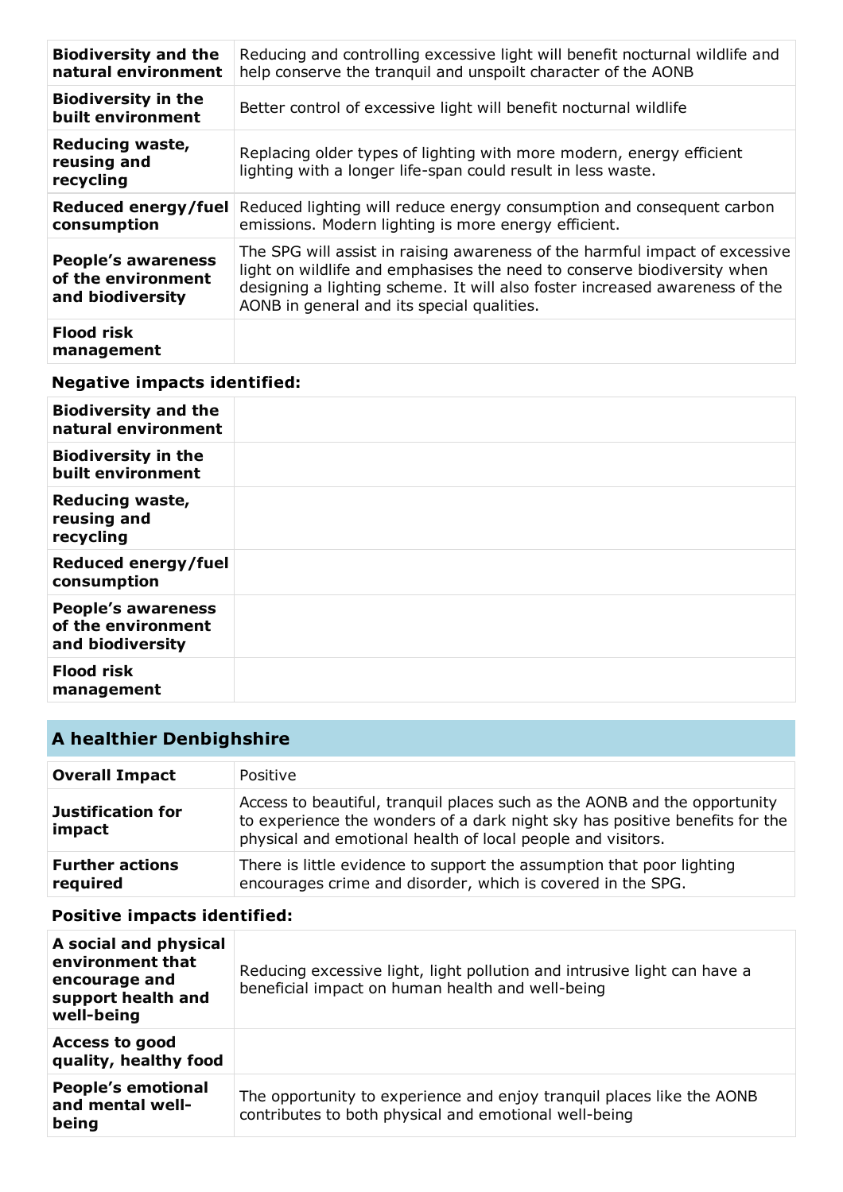| | |
|---|---|
| **Biodiversity and the natural environment** | Reducing and controlling excessive light will benefit nocturnal wildlife and help conserve the tranquil and unspoilt character of the AONB |
| **Biodiversity in the built environment** | Better control of excessive light will benefit nocturnal wildlife |
| **Reducing waste, reusing and recycling** | Replacing older types of lighting with more modern, energy efficient lighting with a longer life-span could result in less waste. |
| **Reduced energy/fuel consumption** | Reduced lighting will reduce energy consumption and consequent carbon emissions. Modern lighting is more energy efficient. |
| **People's awareness of the environment and biodiversity** | The SPG will assist in raising awareness of the harmful impact of excessive light on wildlife and emphasises the need to conserve biodiversity when designing a lighting scheme. It will also foster increased awareness of the AONB in general and its special qualities. |
| **Flood risk management** | |

### Negative impacts identified:

| | |
|---|---|
| **Biodiversity and the natural environment** | |
| **Biodiversity in the built environment** | |
| **Reducing waste, reusing and recycling** | |
| **Reduced energy/fuel consumption** | |
| **People's awareness of the environment and biodiversity** | |
| **Flood risk management** | |

## A healthier Denbighshire

| | |
|---|---|
| **Overall Impact** | Positive |
| **Justification for impact** | Access to beautiful, tranquil places such as the AONB and the opportunity to experience the wonders of a dark night sky has positive benefits for the physical and emotional health of local people and visitors. |
| **Further actions required** | There is little evidence to support the assumption that poor lighting encourages crime and disorder, which is covered in the SPG. |

### Positive impacts identified:

| | |
|---|---|
| **A social and physical environment that encourage and support health and well-being** | Reducing excessive light, light pollution and intrusive light can have a beneficial impact on human health and well-being |
| **Access to good quality, healthy food** | |
| **People's emotional and mental well-being** | The opportunity to experience and enjoy tranquil places like the AONB contributes to both physical and emotional well-being |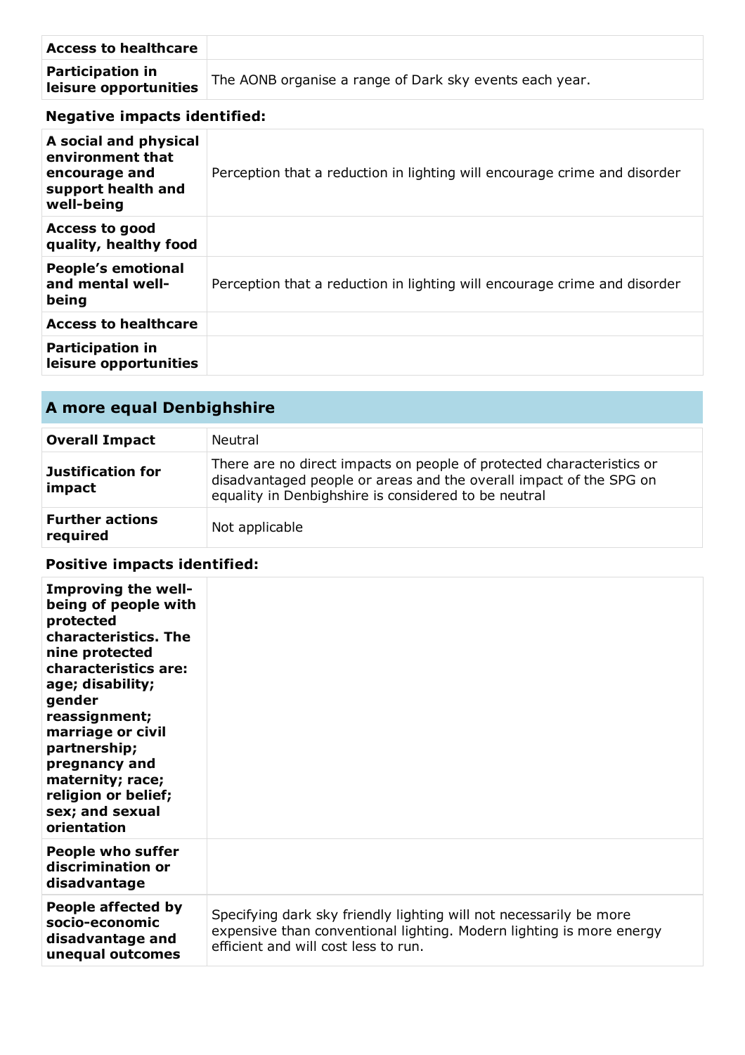| | |
|---|---|
| **Access to healthcare** | |
| **Participation in leisure opportunities** | The AONB organise a range of Dark sky events each year. |

**Negative impacts identified:**

| | |
|---|---|
| **A social and physical environment that encourage and support health and well-being** | Perception that a reduction in lighting will encourage crime and disorder |
| **Access to good quality, healthy food** | |
| **People's emotional and mental well-being** | Perception that a reduction in lighting will encourage crime and disorder |
| **Access to healthcare** | |
| **Participation in leisure opportunities** | |

## A more equal Denbighshire

| | |
|---|---|
| **Overall Impact** | Neutral |
| **Justification for impact** | There are no direct impacts on people of protected characteristics or disadvantaged people or areas and the overall impact of the SPG on equality in Denbighshire is considered to be neutral |
| **Further actions required** | Not applicable |

**Positive impacts identified:**

| | |
|---|---|
| **Improving the well-being of people with protected characteristics. The nine protected characteristics are: age; disability; gender reassignment; marriage or civil partnership; pregnancy and maternity; race; religion or belief; sex; and sexual orientation** | |
| **People who suffer discrimination or disadvantage** | |
| **People affected by socio-economic disadvantage and unequal outcomes** | Specifying dark sky friendly lighting will not necessarily be more expensive than conventional lighting. Modern lighting is more energy efficient and will cost less to run. |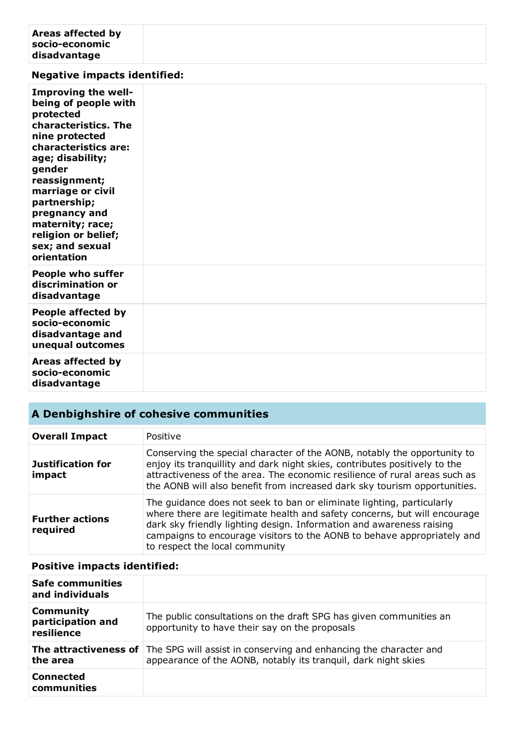| Areas affected by socio-economic disadvantage | |
|---|---|

**Negative impacts identified:**

| Improving the well-being of people with protected characteristics. The nine protected characteristics are: age; disability; gender reassignment; marriage or civil partnership; pregnancy and maternity; race; religion or belief; sex; and sexual orientation | |
|---|---|
| **People who suffer discrimination or disadvantage** | |
| **People affected by socio-economic disadvantage and unequal outcomes** | |
| **Areas affected by socio-economic disadvantage** | |

## A Denbighshire of cohesive communities

| Overall Impact | Positive |
|---|---|
| **Justification for impact** | Conserving the special character of the AONB, notably the opportunity to enjoy its tranquillity and dark night skies, contributes positively to the attractiveness of the area. The economic resilience of rural areas such as the AONB will also benefit from increased dark sky tourism opportunities. |
| **Further actions required** | The guidance does not seek to ban or eliminate lighting, particularly where there are legitimate health and safety concerns, but will encourage dark sky friendly lighting design. Information and awareness raising campaigns to encourage visitors to the AONB to behave appropriately and to respect the local community |

**Positive impacts identified:**

| Safe communities and individuals | |
|---|---|
| **Community participation and resilience** | The public consultations on the draft SPG has given communities an opportunity to have their say on the proposals |
| **The attractiveness of the area** | The SPG will assist in conserving and enhancing the character and appearance of the AONB, notably its tranquil, dark night skies |
| **Connected communities** | |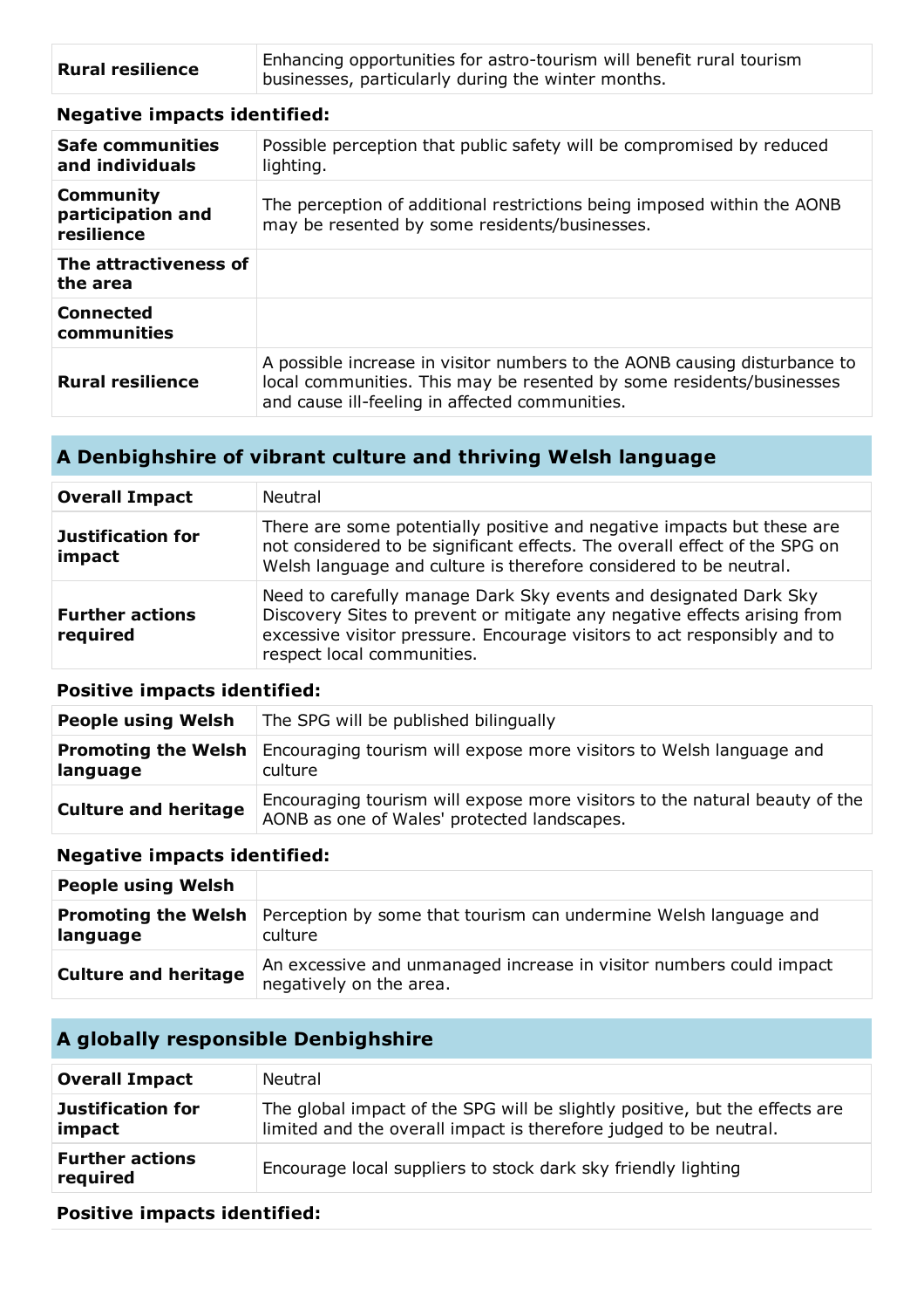| Rural resilience | Enhancing opportunities for astro-tourism will benefit rural tourism businesses, particularly during the winter months. |
|---|---|

**Negative impacts identified:**

| Safe communities and individuals | Possible perception that public safety will be compromised by reduced lighting. |
|---|---|
| Community participation and resilience | The perception of additional restrictions being imposed within the AONB may be resented by some residents/businesses. |
| The attractiveness of the area | |
| Connected communities | |
| Rural resilience | A possible increase in visitor numbers to the AONB causing disturbance to local communities. This may be resented by some residents/businesses and cause ill-feeling in affected communities. |

## A Denbighshire of vibrant culture and thriving Welsh language

| Overall Impact | Neutral |
|---|---|
| Justification for impact | There are some potentially positive and negative impacts but these are not considered to be significant effects. The overall effect of the SPG on Welsh language and culture is therefore considered to be neutral. |
| Further actions required | Need to carefully manage Dark Sky events and designated Dark Sky Discovery Sites to prevent or mitigate any negative effects arising from excessive visitor pressure. Encourage visitors to act responsibly and to respect local communities. |

**Positive impacts identified:**

| People using Welsh | The SPG will be published bilingually |
|---|---|
| Promoting the Welsh language | Encouraging tourism will expose more visitors to Welsh language and culture |
| Culture and heritage | Encouraging tourism will expose more visitors to the natural beauty of the AONB as one of Wales' protected landscapes. |

**Negative impacts identified:**

| People using Welsh | |
|---|---|
| Promoting the Welsh language | Perception by some that tourism can undermine Welsh language and culture |
| Culture and heritage | An excessive and unmanaged increase in visitor numbers could impact negatively on the area. |

## A globally responsible Denbighshire

| Overall Impact | Neutral |
|---|---|
| Justification for impact | The global impact of the SPG will be slightly positive, but the effects are limited and the overall impact is therefore judged to be neutral. |
| Further actions required | Encourage local suppliers to stock dark sky friendly lighting |

**Positive impacts identified:**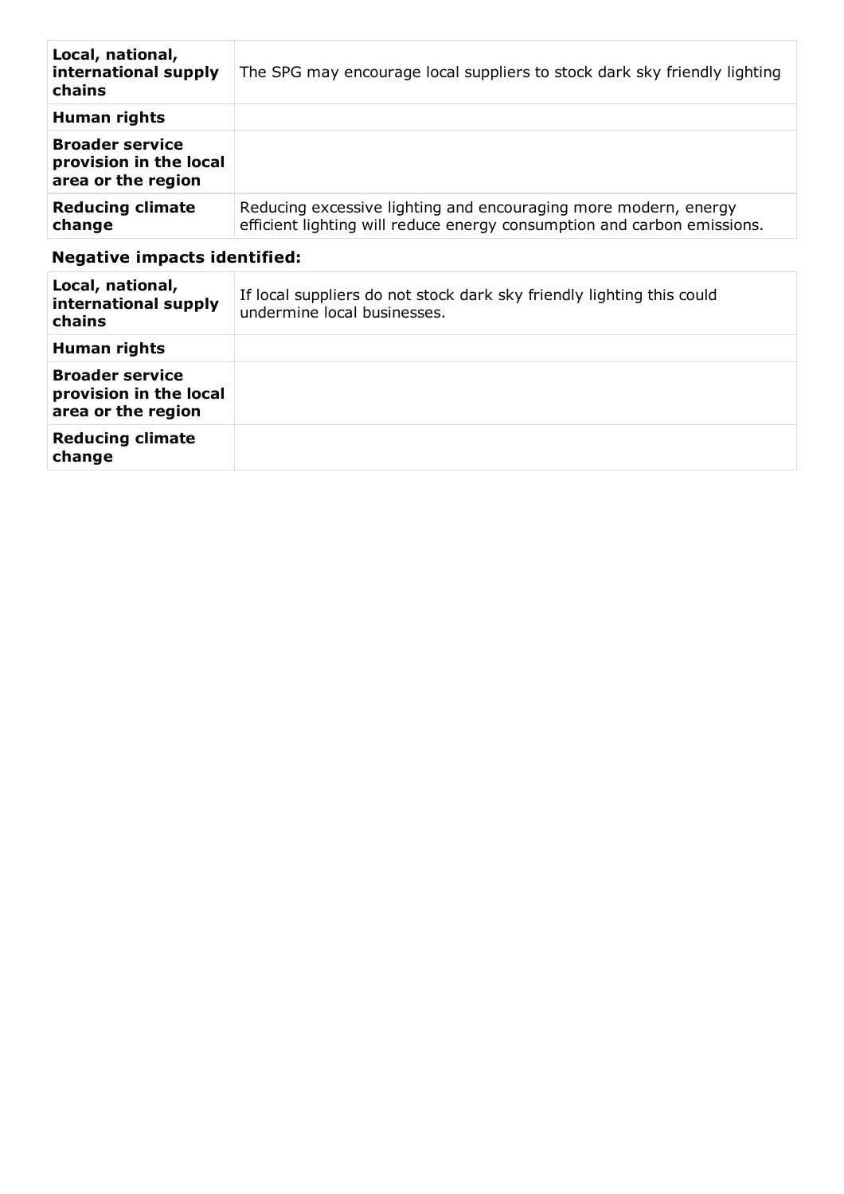| | |
|---|---|
| **Local, national, international supply chains** | The SPG may encourage local suppliers to stock dark sky friendly lighting |
| **Human rights** | |
| **Broader service provision in the local area or the region** | |
| **Reducing climate change** | Reducing excessive lighting and encouraging more modern, energy efficient lighting will reduce energy consumption and carbon emissions. |

**Negative impacts identified:**

| | |
|---|---|
| **Local, national, international supply chains** | If local suppliers do not stock dark sky friendly lighting this could undermine local businesses. |
| **Human rights** | |
| **Broader service provision in the local area or the region** | |
| **Reducing climate change** | |